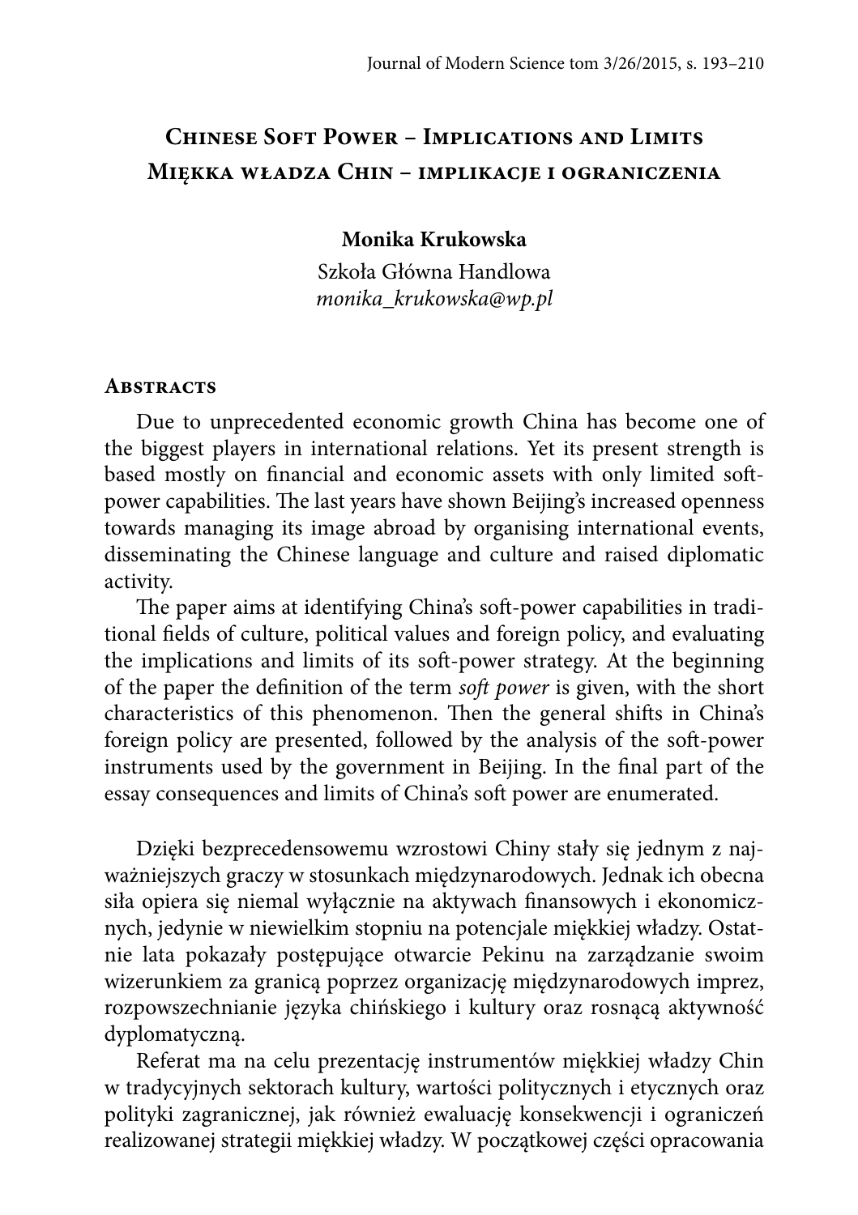# Chinese Soft Power – Implications and Limits
# Miękka władza Chin – implikacje i ograniczenia

**Monika Krukowska**

Szkoła Główna Handlowa
*monika_krukowska@wp.pl*

## Abstracts

Due to unprecedented economic growth China has become one of the biggest players in international relations. Yet its present strength is based mostly on financial and economic assets with only limited soft-power capabilities. The last years have shown Beijing's increased openness towards managing its image abroad by organising international events, disseminating the Chinese language and culture and raised diplomatic activity.

The paper aims at identifying China's soft-power capabilities in traditional fields of culture, political values and foreign policy, and evaluating the implications and limits of its soft-power strategy. At the beginning of the paper the definition of the term *soft power* is given, with the short characteristics of this phenomenon. Then the general shifts in China's foreign policy are presented, followed by the analysis of the soft-power instruments used by the government in Beijing. In the final part of the essay consequences and limits of China's soft power are enumerated.

Dzięki bezprecedensowemu wzrostowi Chiny stały się jednym z najważniejszych graczy w stosunkach międzynarodowych. Jednak ich obecna siła opiera się niemal wyłącznie na aktywach finansowych i ekonomicznych, jedynie w niewielkim stopniu na potencjale miękkiej władzy. Ostatnie lata pokazały postępujące otwarcie Pekinu na zarządzanie swoim wizerunkiem za granicą poprzez organizację międzynarodowych imprez, rozpowszechnianie języka chińskiego i kultury oraz rosnącą aktywność dyplomatyczną.

Referat ma na celu prezentację instrumentów miękkiej władzy Chin w tradycyjnych sektorach kultury, wartości politycznych i etycznych oraz polityki zagranicznej, jak również ewaluację konsekwencji i ograniczeń realizowanej strategii miękkiej władzy. W początkowej części opracowania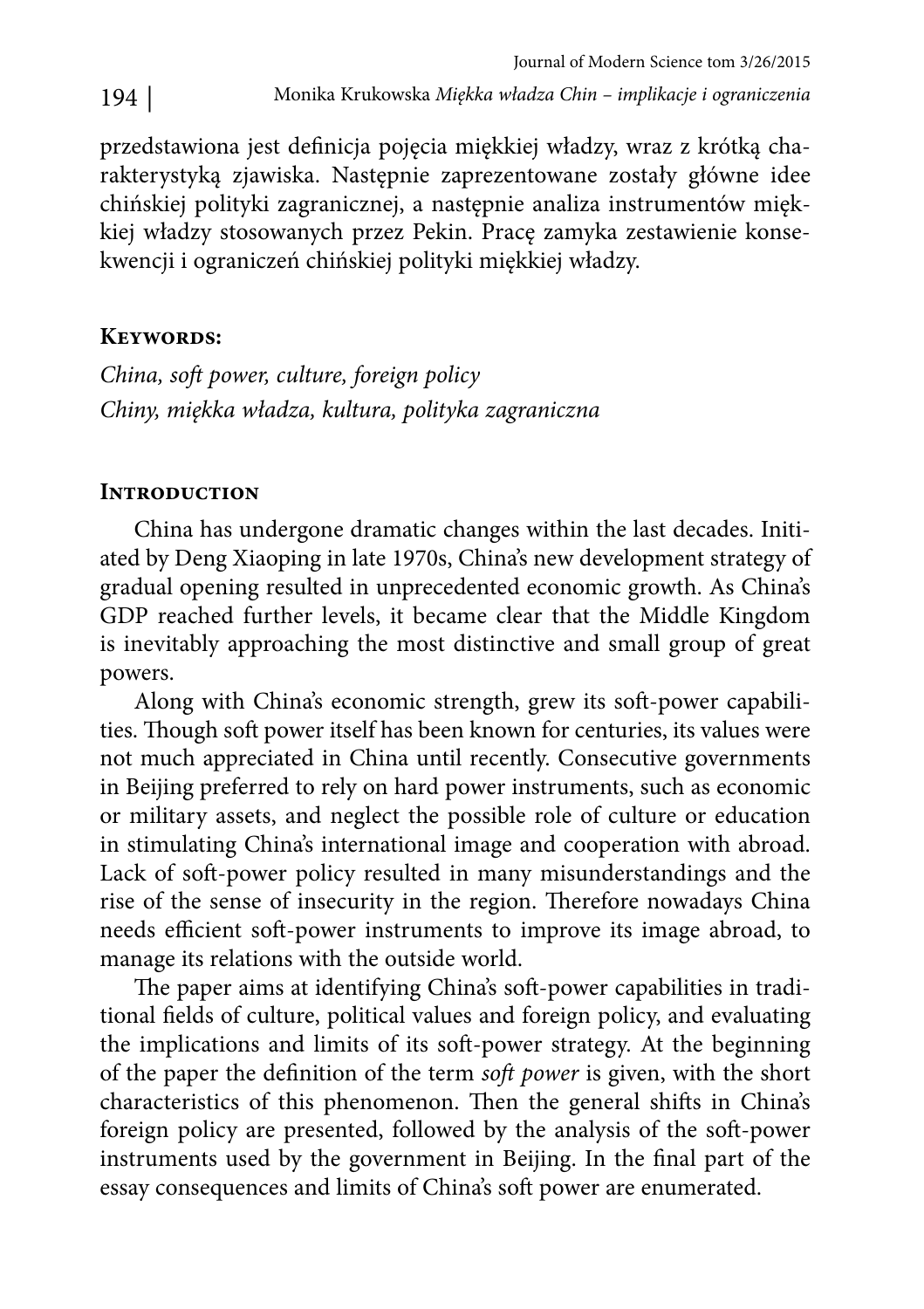przedstawiona jest definicja pojęcia miękkiej władzy, wraz z krótką charakterystyką zjawiska. Następnie zaprezentowane zostały główne idee chińskiej polityki zagranicznej, a następnie analiza instrumentów miękkiej władzy stosowanych przez Pekin. Pracę zamyka zestawienie konsekwencji i ograniczeń chińskiej polityki miękkiej władzy.

## Keywords:

*China, soft power, culture, foreign policy*
*Chiny, miękka władza, kultura, polityka zagraniczna*

## Introduction

China has undergone dramatic changes within the last decades. Initiated by Deng Xiaoping in late 1970s, China's new development strategy of gradual opening resulted in unprecedented economic growth. As China's GDP reached further levels, it became clear that the Middle Kingdom is inevitably approaching the most distinctive and small group of great powers.

Along with China's economic strength, grew its soft-power capabilities. Though soft power itself has been known for centuries, its values were not much appreciated in China until recently. Consecutive governments in Beijing preferred to rely on hard power instruments, such as economic or military assets, and neglect the possible role of culture or education in stimulating China's international image and cooperation with abroad. Lack of soft-power policy resulted in many misunderstandings and the rise of the sense of insecurity in the region. Therefore nowadays China needs efficient soft-power instruments to improve its image abroad, to manage its relations with the outside world.

The paper aims at identifying China's soft-power capabilities in traditional fields of culture, political values and foreign policy, and evaluating the implications and limits of its soft-power strategy. At the beginning of the paper the definition of the term *soft power* is given, with the short characteristics of this phenomenon. Then the general shifts in China's foreign policy are presented, followed by the analysis of the soft-power instruments used by the government in Beijing. In the final part of the essay consequences and limits of China's soft power are enumerated.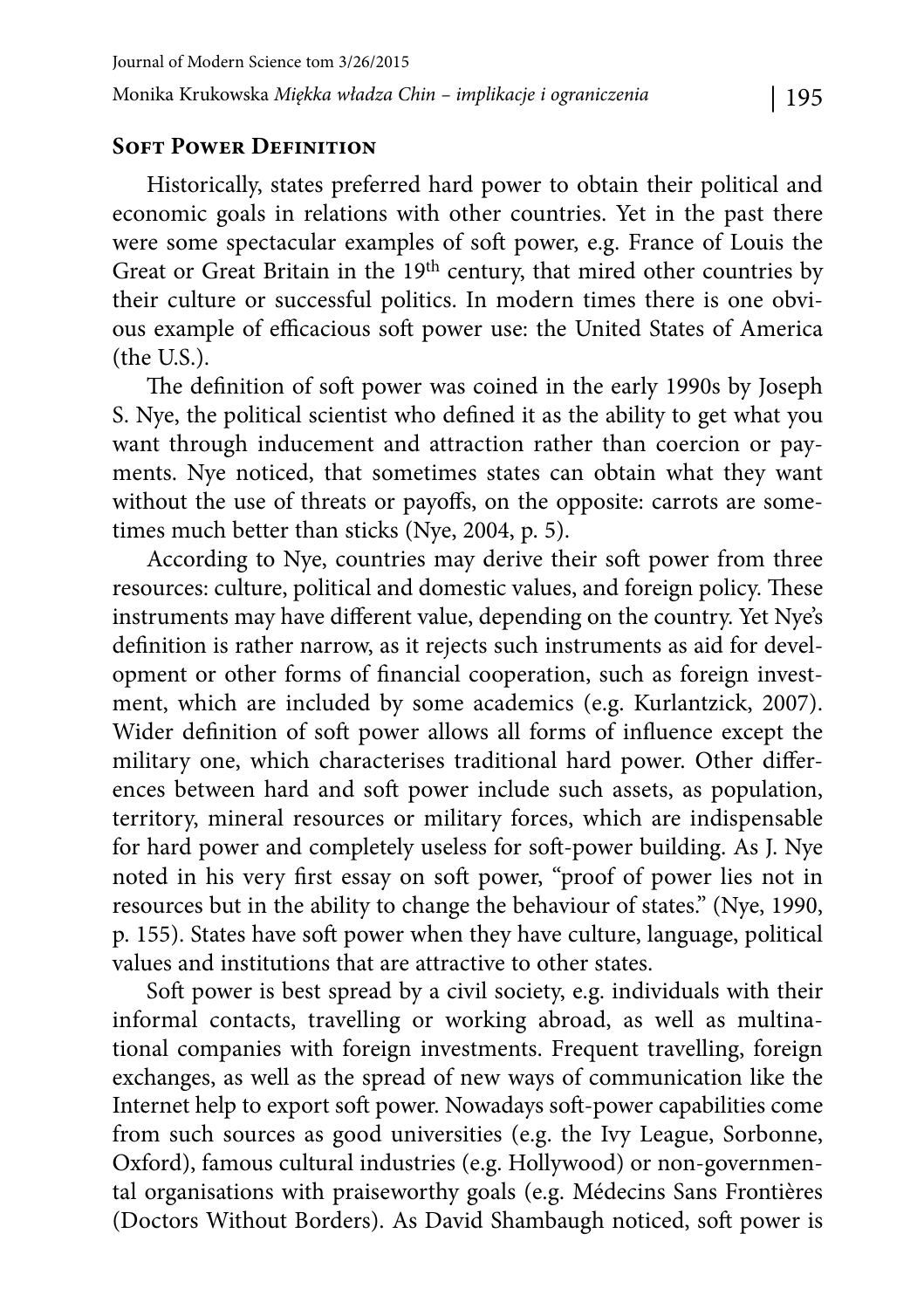## Soft Power Definition

Historically, states preferred hard power to obtain their political and economic goals in relations with other countries. Yet in the past there were some spectacular examples of soft power, e.g. France of Louis the Great or Great Britain in the 19th century, that mired other countries by their culture or successful politics. In modern times there is one obvious example of efficacious soft power use: the United States of America (the U.S.).

The definition of soft power was coined in the early 1990s by Joseph S. Nye, the political scientist who defined it as the ability to get what you want through inducement and attraction rather than coercion or payments. Nye noticed, that sometimes states can obtain what they want without the use of threats or payoffs, on the opposite: carrots are sometimes much better than sticks (Nye, 2004, p. 5).

According to Nye, countries may derive their soft power from three resources: culture, political and domestic values, and foreign policy. These instruments may have different value, depending on the country. Yet Nye's definition is rather narrow, as it rejects such instruments as aid for development or other forms of financial cooperation, such as foreign investment, which are included by some academics (e.g. Kurlantzick, 2007). Wider definition of soft power allows all forms of influence except the military one, which characterises traditional hard power. Other differences between hard and soft power include such assets, as population, territory, mineral resources or military forces, which are indispensable for hard power and completely useless for soft-power building. As J. Nye noted in his very first essay on soft power, "proof of power lies not in resources but in the ability to change the behaviour of states." (Nye, 1990, p. 155). States have soft power when they have culture, language, political values and institutions that are attractive to other states.

Soft power is best spread by a civil society, e.g. individuals with their informal contacts, travelling or working abroad, as well as multinational companies with foreign investments. Frequent travelling, foreign exchanges, as well as the spread of new ways of communication like the Internet help to export soft power. Nowadays soft-power capabilities come from such sources as good universities (e.g. the Ivy League, Sorbonne, Oxford), famous cultural industries (e.g. Hollywood) or non-governmental organisations with praiseworthy goals (e.g. Médecins Sans Frontières (Doctors Without Borders). As David Shambaugh noticed, soft power is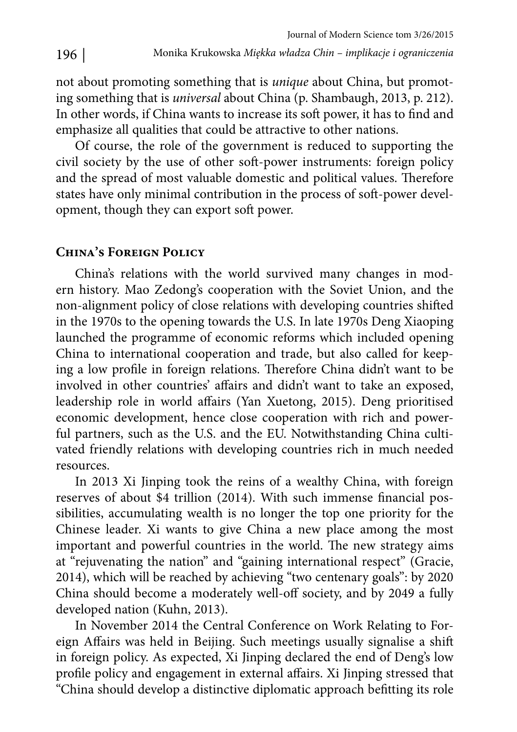not about promoting something that is *unique* about China, but promoting something that is *universal* about China (p. Shambaugh, 2013, p. 212). In other words, if China wants to increase its soft power, it has to find and emphasize all qualities that could be attractive to other nations.

Of course, the role of the government is reduced to supporting the civil society by the use of other soft-power instruments: foreign policy and the spread of most valuable domestic and political values. Therefore states have only minimal contribution in the process of soft-power development, though they can export soft power.

## China's Foreign Policy

China's relations with the world survived many changes in modern history. Mao Zedong's cooperation with the Soviet Union, and the non-alignment policy of close relations with developing countries shifted in the 1970s to the opening towards the U.S. In late 1970s Deng Xiaoping launched the programme of economic reforms which included opening China to international cooperation and trade, but also called for keeping a low profile in foreign relations. Therefore China didn't want to be involved in other countries' affairs and didn't want to take an exposed, leadership role in world affairs (Yan Xuetong, 2015). Deng prioritised economic development, hence close cooperation with rich and powerful partners, such as the U.S. and the EU. Notwithstanding China cultivated friendly relations with developing countries rich in much needed resources.

In 2013 Xi Jinping took the reins of a wealthy China, with foreign reserves of about $4 trillion (2014). With such immense financial possibilities, accumulating wealth is no longer the top one priority for the Chinese leader. Xi wants to give China a new place among the most important and powerful countries in the world. The new strategy aims at "rejuvenating the nation" and "gaining international respect" (Gracie, 2014), which will be reached by achieving "two centenary goals": by 2020 China should become a moderately well-off society, and by 2049 a fully developed nation (Kuhn, 2013).

In November 2014 the Central Conference on Work Relating to Foreign Affairs was held in Beijing. Such meetings usually signalise a shift in foreign policy. As expected, Xi Jinping declared the end of Deng's low profile policy and engagement in external affairs. Xi Jinping stressed that "China should develop a distinctive diplomatic approach befitting its role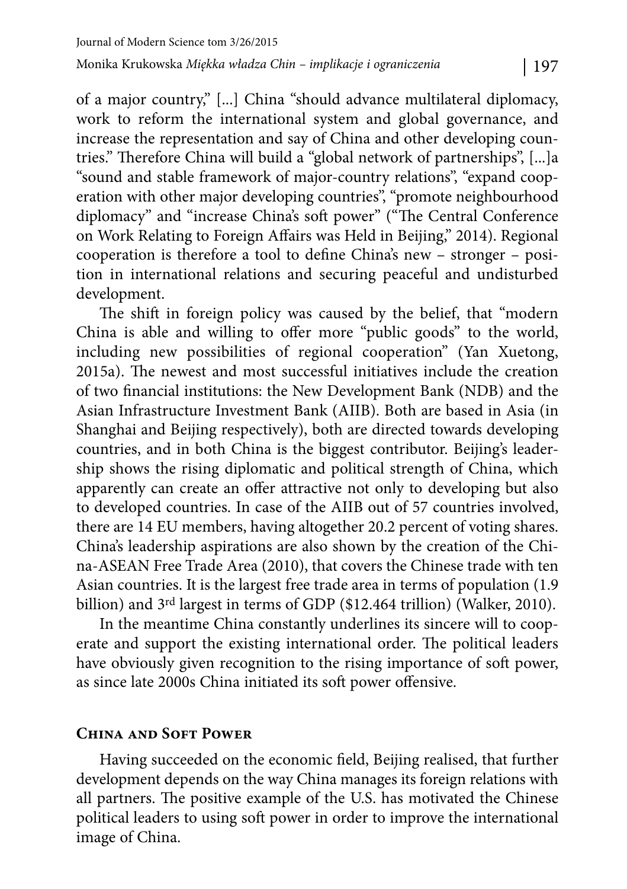of a major country," [...] China "should advance multilateral diplomacy, work to reform the international system and global governance, and increase the representation and say of China and other developing countries." Therefore China will build a "global network of partnerships", [...]a "sound and stable framework of major-country relations", "expand cooperation with other major developing countries", "promote neighbourhood diplomacy" and "increase China's soft power" ("The Central Conference on Work Relating to Foreign Affairs was Held in Beijing," 2014). Regional cooperation is therefore a tool to define China's new – stronger – position in international relations and securing peaceful and undisturbed development.

The shift in foreign policy was caused by the belief, that "modern China is able and willing to offer more "public goods" to the world, including new possibilities of regional cooperation" (Yan Xuetong, 2015a). The newest and most successful initiatives include the creation of two financial institutions: the New Development Bank (NDB) and the Asian Infrastructure Investment Bank (AIIB). Both are based in Asia (in Shanghai and Beijing respectively), both are directed towards developing countries, and in both China is the biggest contributor. Beijing's leadership shows the rising diplomatic and political strength of China, which apparently can create an offer attractive not only to developing but also to developed countries. In case of the AIIB out of 57 countries involved, there are 14 EU members, having altogether 20.2 percent of voting shares. China's leadership aspirations are also shown by the creation of the China-ASEAN Free Trade Area (2010), that covers the Chinese trade with ten Asian countries. It is the largest free trade area in terms of population (1.9 billion) and 3rd largest in terms of GDP ($12.464 trillion) (Walker, 2010).

In the meantime China constantly underlines its sincere will to cooperate and support the existing international order. The political leaders have obviously given recognition to the rising importance of soft power, as since late 2000s China initiated its soft power offensive.

## China and Soft Power

Having succeeded on the economic field, Beijing realised, that further development depends on the way China manages its foreign relations with all partners. The positive example of the U.S. has motivated the Chinese political leaders to using soft power in order to improve the international image of China.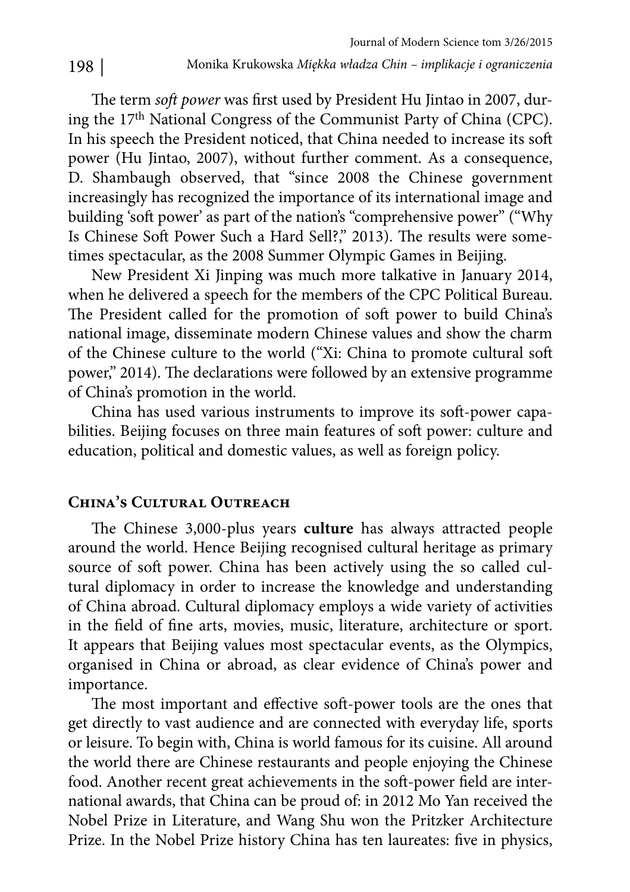The term *soft power* was first used by President Hu Jintao in 2007, during the 17th National Congress of the Communist Party of China (CPC). In his speech the President noticed, that China needed to increase its soft power (Hu Jintao, 2007), without further comment. As a consequence, D. Shambaugh observed, that "since 2008 the Chinese government increasingly has recognized the importance of its international image and building 'soft power' as part of the nation's "comprehensive power" ("Why Is Chinese Soft Power Such a Hard Sell?," 2013). The results were sometimes spectacular, as the 2008 Summer Olympic Games in Beijing.

New President Xi Jinping was much more talkative in January 2014, when he delivered a speech for the members of the CPC Political Bureau. The President called for the promotion of soft power to build China's national image, disseminate modern Chinese values and show the charm of the Chinese culture to the world ("Xi: China to promote cultural soft power," 2014). The declarations were followed by an extensive programme of China's promotion in the world.

China has used various instruments to improve its soft-power capabilities. Beijing focuses on three main features of soft power: culture and education, political and domestic values, as well as foreign policy.

## China's Cultural Outreach

The Chinese 3,000-plus years **culture** has always attracted people around the world. Hence Beijing recognised cultural heritage as primary source of soft power. China has been actively using the so called cultural diplomacy in order to increase the knowledge and understanding of China abroad. Cultural diplomacy employs a wide variety of activities in the field of fine arts, movies, music, literature, architecture or sport. It appears that Beijing values most spectacular events, as the Olympics, organised in China or abroad, as clear evidence of China's power and importance.

The most important and effective soft-power tools are the ones that get directly to vast audience and are connected with everyday life, sports or leisure. To begin with, China is world famous for its cuisine. All around the world there are Chinese restaurants and people enjoying the Chinese food. Another recent great achievements in the soft-power field are international awards, that China can be proud of: in 2012 Mo Yan received the Nobel Prize in Literature, and Wang Shu won the Pritzker Architecture Prize. In the Nobel Prize history China has ten laureates: five in physics,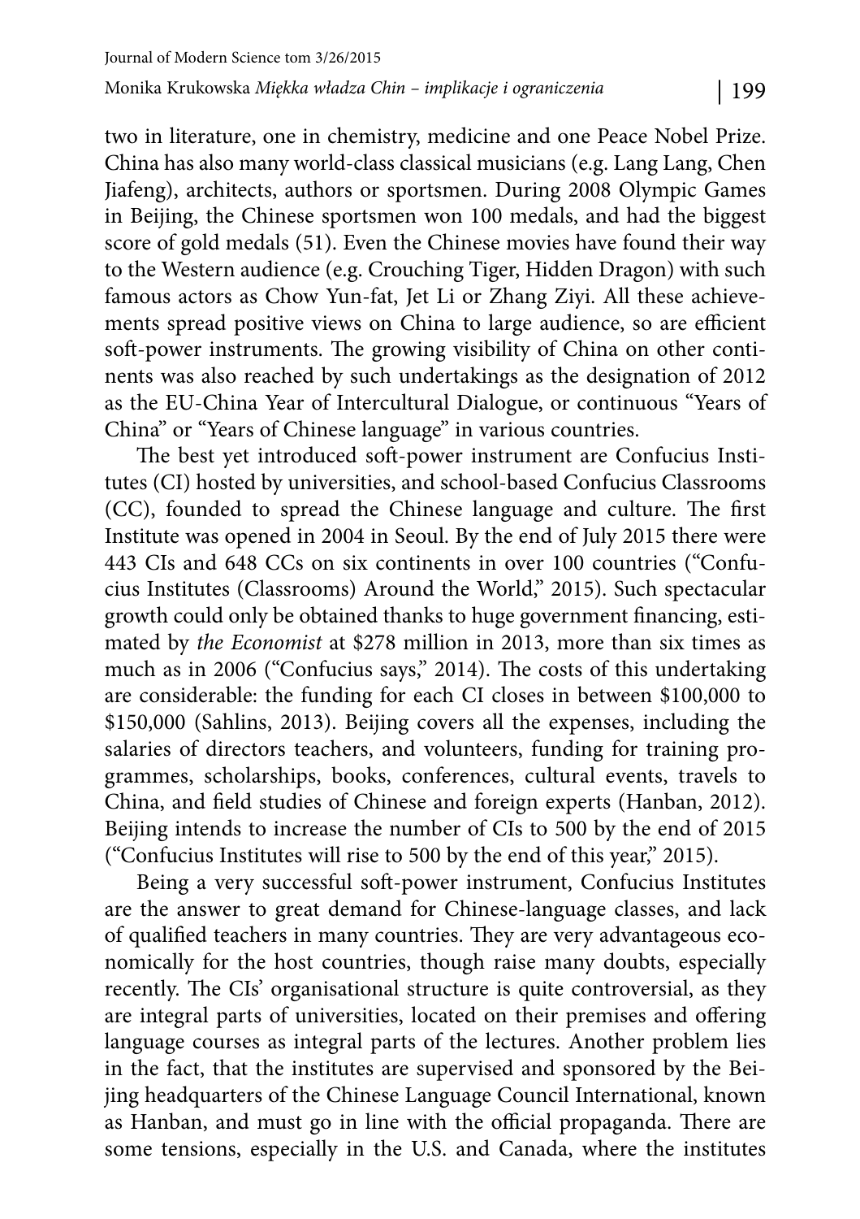two in literature, one in chemistry, medicine and one Peace Nobel Prize. China has also many world-class classical musicians (e.g. Lang Lang, Chen Jiafeng), architects, authors or sportsmen. During 2008 Olympic Games in Beijing, the Chinese sportsmen won 100 medals, and had the biggest score of gold medals (51). Even the Chinese movies have found their way to the Western audience (e.g. Crouching Tiger, Hidden Dragon) with such famous actors as Chow Yun-fat, Jet Li or Zhang Ziyi. All these achievements spread positive views on China to large audience, so are efficient soft-power instruments. The growing visibility of China on other continents was also reached by such undertakings as the designation of 2012 as the EU-China Year of Intercultural Dialogue, or continuous "Years of China" or "Years of Chinese language" in various countries.

The best yet introduced soft-power instrument are Confucius Institutes (CI) hosted by universities, and school-based Confucius Classrooms (CC), founded to spread the Chinese language and culture. The first Institute was opened in 2004 in Seoul. By the end of July 2015 there were 443 CIs and 648 CCs on six continents in over 100 countries ("Confucius Institutes (Classrooms) Around the World," 2015). Such spectacular growth could only be obtained thanks to huge government financing, estimated by *the Economist* at \$278 million in 2013, more than six times as much as in 2006 ("Confucius says," 2014). The costs of this undertaking are considerable: the funding for each CI closes in between \$100,000 to \$150,000 (Sahlins, 2013). Beijing covers all the expenses, including the salaries of directors teachers, and volunteers, funding for training programmes, scholarships, books, conferences, cultural events, travels to China, and field studies of Chinese and foreign experts (Hanban, 2012). Beijing intends to increase the number of CIs to 500 by the end of 2015 ("Confucius Institutes will rise to 500 by the end of this year," 2015).

Being a very successful soft-power instrument, Confucius Institutes are the answer to great demand for Chinese-language classes, and lack of qualified teachers in many countries. They are very advantageous economically for the host countries, though raise many doubts, especially recently. The CIs' organisational structure is quite controversial, as they are integral parts of universities, located on their premises and offering language courses as integral parts of the lectures. Another problem lies in the fact, that the institutes are supervised and sponsored by the Beijing headquarters of the Chinese Language Council International, known as Hanban, and must go in line with the official propaganda. There are some tensions, especially in the U.S. and Canada, where the institutes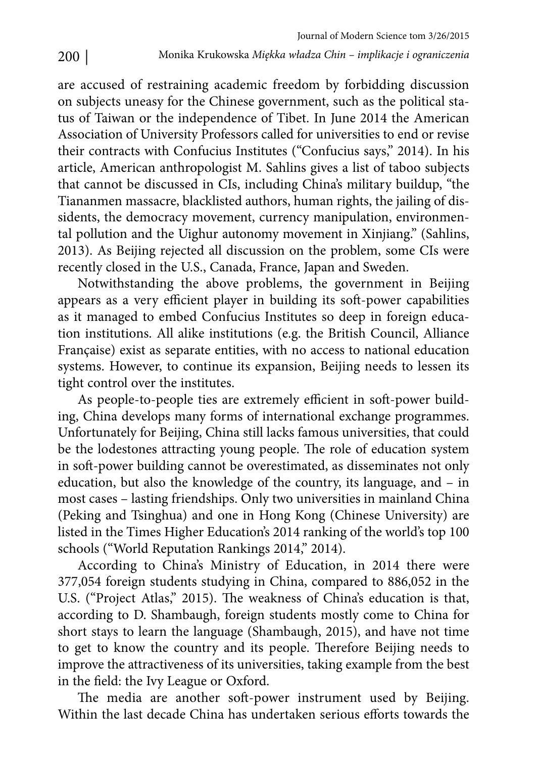are accused of restraining academic freedom by forbidding discussion on subjects uneasy for the Chinese government, such as the political status of Taiwan or the independence of Tibet. In June 2014 the American Association of University Professors called for universities to end or revise their contracts with Confucius Institutes ("Confucius says," 2014). In his article, American anthropologist M. Sahlins gives a list of taboo subjects that cannot be discussed in CIs, including China's military buildup, "the Tiananmen massacre, blacklisted authors, human rights, the jailing of dissidents, the democracy movement, currency manipulation, environmental pollution and the Uighur autonomy movement in Xinjiang." (Sahlins, 2013). As Beijing rejected all discussion on the problem, some CIs were recently closed in the U.S., Canada, France, Japan and Sweden.

Notwithstanding the above problems, the government in Beijing appears as a very efficient player in building its soft-power capabilities as it managed to embed Confucius Institutes so deep in foreign education institutions. All alike institutions (e.g. the British Council, Alliance Française) exist as separate entities, with no access to national education systems. However, to continue its expansion, Beijing needs to lessen its tight control over the institutes.

As people-to-people ties are extremely efficient in soft-power building, China develops many forms of international exchange programmes. Unfortunately for Beijing, China still lacks famous universities, that could be the lodestones attracting young people. The role of education system in soft-power building cannot be overestimated, as disseminates not only education, but also the knowledge of the country, its language, and – in most cases – lasting friendships. Only two universities in mainland China (Peking and Tsinghua) and one in Hong Kong (Chinese University) are listed in the Times Higher Education's 2014 ranking of the world's top 100 schools ("World Reputation Rankings 2014," 2014).

According to China's Ministry of Education, in 2014 there were 377,054 foreign students studying in China, compared to 886,052 in the U.S. ("Project Atlas," 2015). The weakness of China's education is that, according to D. Shambaugh, foreign students mostly come to China for short stays to learn the language (Shambaugh, 2015), and have not time to get to know the country and its people. Therefore Beijing needs to improve the attractiveness of its universities, taking example from the best in the field: the Ivy League or Oxford.

The media are another soft-power instrument used by Beijing. Within the last decade China has undertaken serious efforts towards the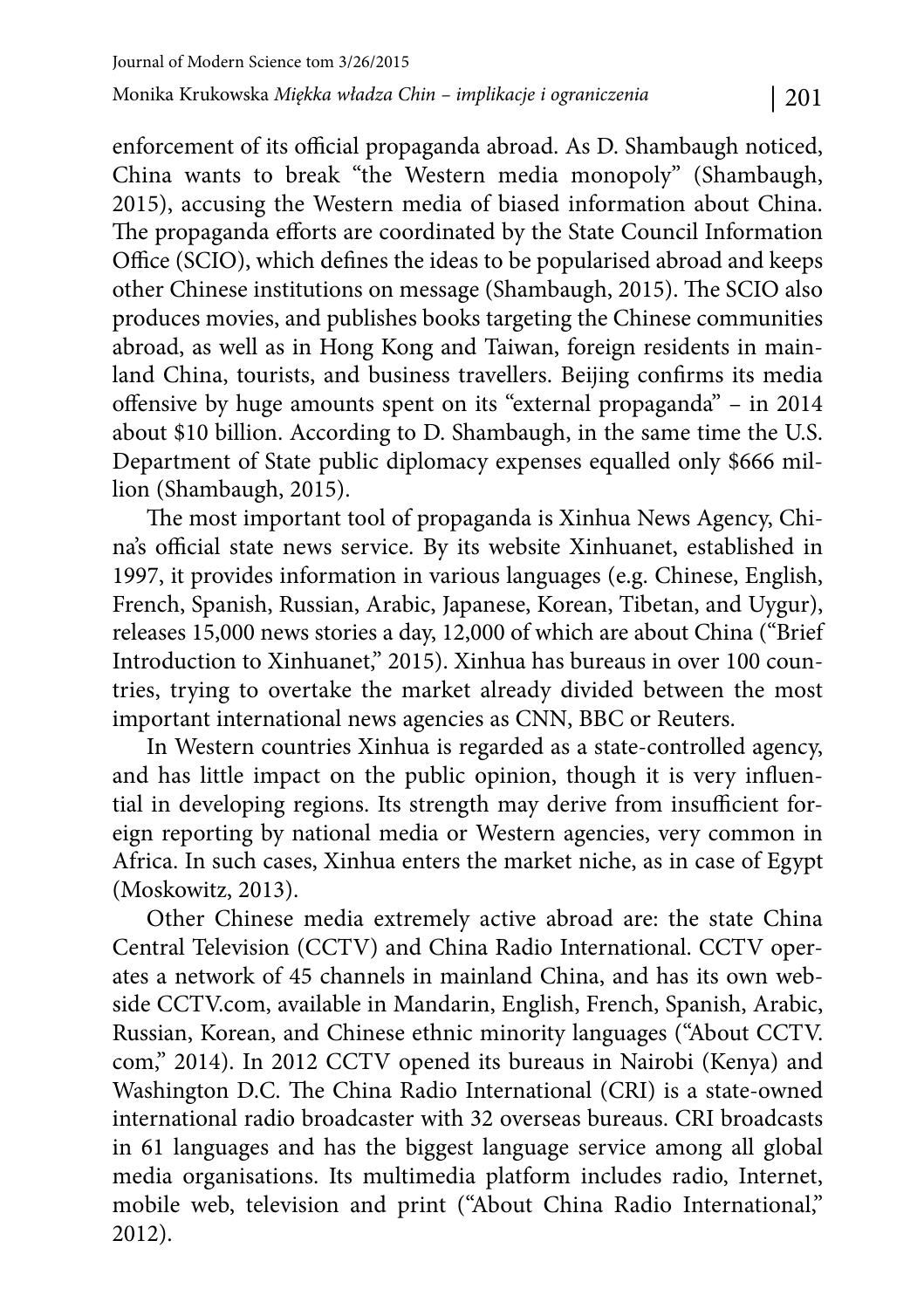enforcement of its official propaganda abroad. As D. Shambaugh noticed, China wants to break "the Western media monopoly" (Shambaugh, 2015), accusing the Western media of biased information about China. The propaganda efforts are coordinated by the State Council Information Office (SCIO), which defines the ideas to be popularised abroad and keeps other Chinese institutions on message (Shambaugh, 2015). The SCIO also produces movies, and publishes books targeting the Chinese communities abroad, as well as in Hong Kong and Taiwan, foreign residents in mainland China, tourists, and business travellers. Beijing confirms its media offensive by huge amounts spent on its "external propaganda" – in 2014 about $10 billion. According to D. Shambaugh, in the same time the U.S. Department of State public diplomacy expenses equalled only $666 million (Shambaugh, 2015).

The most important tool of propaganda is Xinhua News Agency, China's official state news service. By its website Xinhuanet, established in 1997, it provides information in various languages (e.g. Chinese, English, French, Spanish, Russian, Arabic, Japanese, Korean, Tibetan, and Uygur), releases 15,000 news stories a day, 12,000 of which are about China ("Brief Introduction to Xinhuanet," 2015). Xinhua has bureaus in over 100 countries, trying to overtake the market already divided between the most important international news agencies as CNN, BBC or Reuters.

In Western countries Xinhua is regarded as a state-controlled agency, and has little impact on the public opinion, though it is very influential in developing regions. Its strength may derive from insufficient foreign reporting by national media or Western agencies, very common in Africa. In such cases, Xinhua enters the market niche, as in case of Egypt (Moskowitz, 2013).

Other Chinese media extremely active abroad are: the state China Central Television (CCTV) and China Radio International. CCTV operates a network of 45 channels in mainland China, and has its own webside CCTV.com, available in Mandarin, English, French, Spanish, Arabic, Russian, Korean, and Chinese ethnic minority languages ("About CCTV.com," 2014). In 2012 CCTV opened its bureaus in Nairobi (Kenya) and Washington D.C. The China Radio International (CRI) is a state-owned international radio broadcaster with 32 overseas bureaus. CRI broadcasts in 61 languages and has the biggest language service among all global media organisations. Its multimedia platform includes radio, Internet, mobile web, television and print ("About China Radio International," 2012).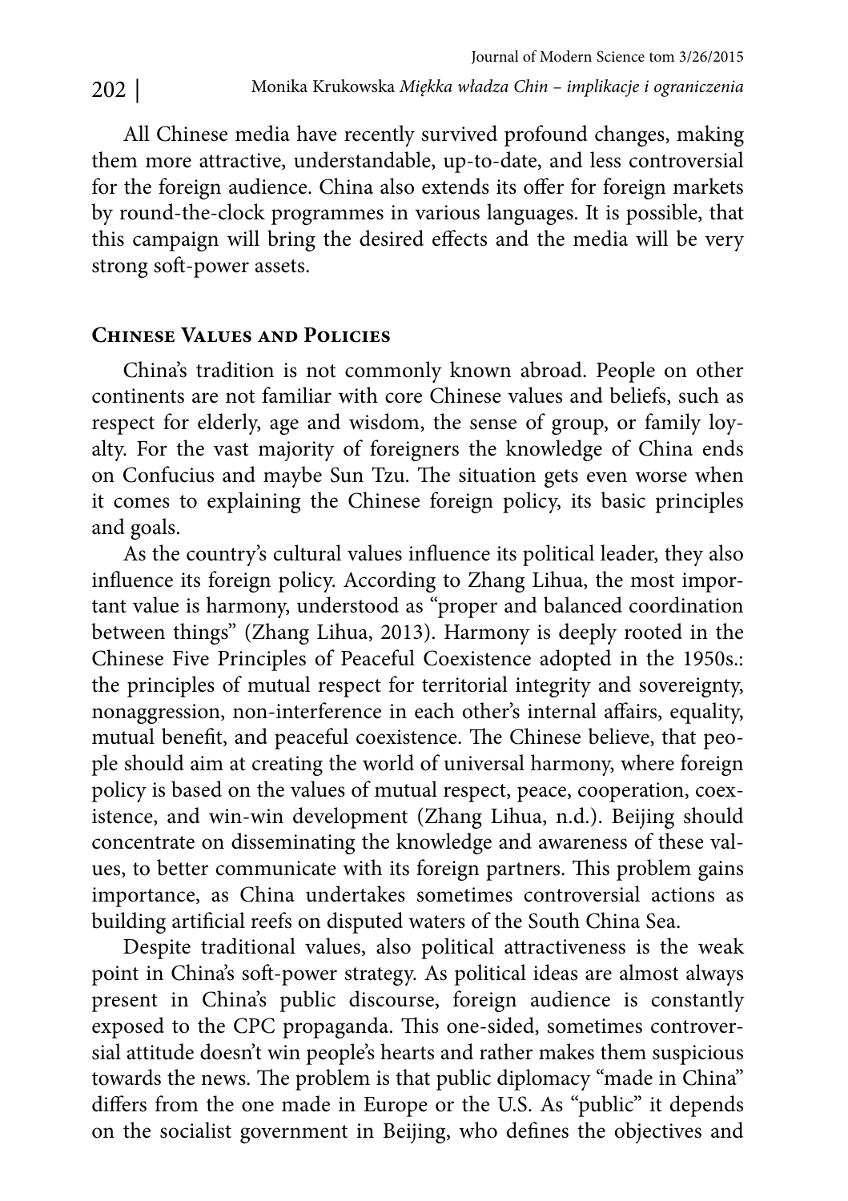All Chinese media have recently survived profound changes, making them more attractive, understandable, up-to-date, and less controversial for the foreign audience. China also extends its offer for foreign markets by round-the-clock programmes in various languages. It is possible, that this campaign will bring the desired effects and the media will be very strong soft-power assets.

## Chinese Values and Policies

China's tradition is not commonly known abroad. People on other continents are not familiar with core Chinese values and beliefs, such as respect for elderly, age and wisdom, the sense of group, or family loyalty. For the vast majority of foreigners the knowledge of China ends on Confucius and maybe Sun Tzu. The situation gets even worse when it comes to explaining the Chinese foreign policy, its basic principles and goals.

As the country's cultural values influence its political leader, they also influence its foreign policy. According to Zhang Lihua, the most important value is harmony, understood as "proper and balanced coordination between things" (Zhang Lihua, 2013). Harmony is deeply rooted in the Chinese Five Principles of Peaceful Coexistence adopted in the 1950s.: the principles of mutual respect for territorial integrity and sovereignty, nonaggression, non-interference in each other's internal affairs, equality, mutual benefit, and peaceful coexistence. The Chinese believe, that people should aim at creating the world of universal harmony, where foreign policy is based on the values of mutual respect, peace, cooperation, coexistence, and win-win development (Zhang Lihua, n.d.). Beijing should concentrate on disseminating the knowledge and awareness of these values, to better communicate with its foreign partners. This problem gains importance, as China undertakes sometimes controversial actions as building artificial reefs on disputed waters of the South China Sea.

Despite traditional values, also political attractiveness is the weak point in China's soft-power strategy. As political ideas are almost always present in China's public discourse, foreign audience is constantly exposed to the CPC propaganda. This one-sided, sometimes controversial attitude doesn't win people's hearts and rather makes them suspicious towards the news. The problem is that public diplomacy "made in China" differs from the one made in Europe or the U.S. As "public" it depends on the socialist government in Beijing, who defines the objectives and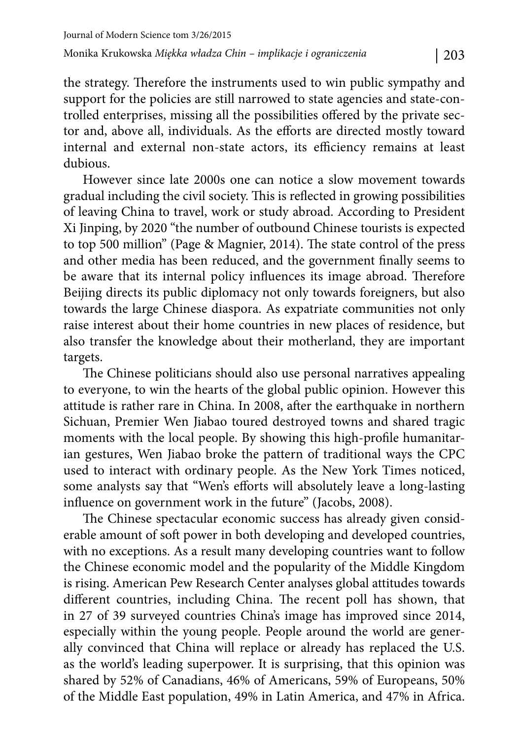the strategy. Therefore the instruments used to win public sympathy and support for the policies are still narrowed to state agencies and state-controlled enterprises, missing all the possibilities offered by the private sector and, above all, individuals. As the efforts are directed mostly toward internal and external non-state actors, its efficiency remains at least dubious.

However since late 2000s one can notice a slow movement towards gradual including the civil society. This is reflected in growing possibilities of leaving China to travel, work or study abroad. According to President Xi Jinping, by 2020 "the number of outbound Chinese tourists is expected to top 500 million" (Page & Magnier, 2014). The state control of the press and other media has been reduced, and the government finally seems to be aware that its internal policy influences its image abroad. Therefore Beijing directs its public diplomacy not only towards foreigners, but also towards the large Chinese diaspora. As expatriate communities not only raise interest about their home countries in new places of residence, but also transfer the knowledge about their motherland, they are important targets.

The Chinese politicians should also use personal narratives appealing to everyone, to win the hearts of the global public opinion. However this attitude is rather rare in China. In 2008, after the earthquake in northern Sichuan, Premier Wen Jiabao toured destroyed towns and shared tragic moments with the local people. By showing this high-profile humanitarian gestures, Wen Jiabao broke the pattern of traditional ways the CPC used to interact with ordinary people. As the New York Times noticed, some analysts say that "Wen's efforts will absolutely leave a long-lasting influence on government work in the future" (Jacobs, 2008).

The Chinese spectacular economic success has already given considerable amount of soft power in both developing and developed countries, with no exceptions. As a result many developing countries want to follow the Chinese economic model and the popularity of the Middle Kingdom is rising. American Pew Research Center analyses global attitudes towards different countries, including China. The recent poll has shown, that in 27 of 39 surveyed countries China's image has improved since 2014, especially within the young people. People around the world are generally convinced that China will replace or already has replaced the U.S. as the world's leading superpower. It is surprising, that this opinion was shared by 52% of Canadians, 46% of Americans, 59% of Europeans, 50% of the Middle East population, 49% in Latin America, and 47% in Africa.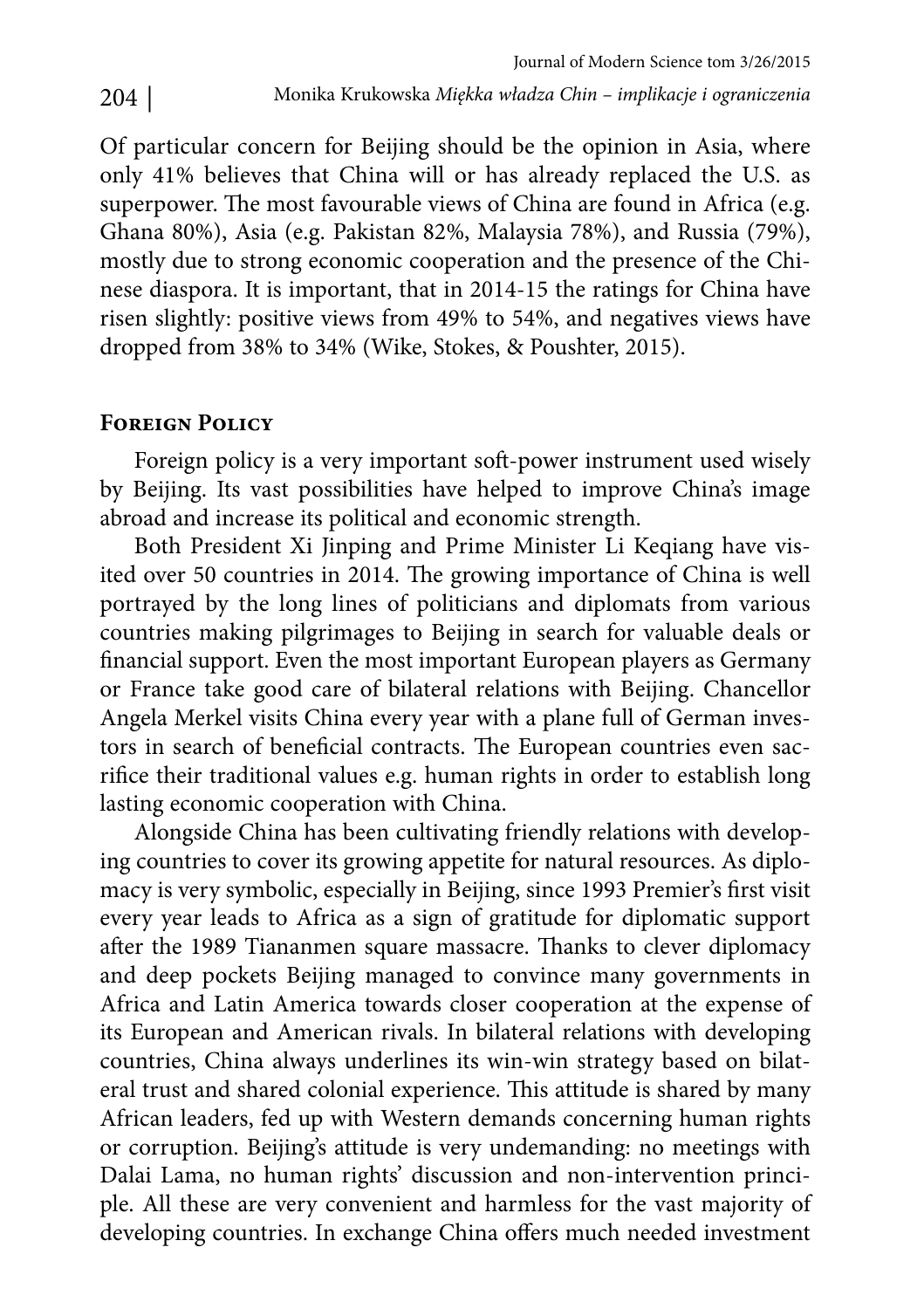Of particular concern for Beijing should be the opinion in Asia, where only 41% believes that China will or has already replaced the U.S. as superpower. The most favourable views of China are found in Africa (e.g. Ghana 80%), Asia (e.g. Pakistan 82%, Malaysia 78%), and Russia (79%), mostly due to strong economic cooperation and the presence of the Chinese diaspora. It is important, that in 2014-15 the ratings for China have risen slightly: positive views from 49% to 54%, and negatives views have dropped from 38% to 34% (Wike, Stokes, & Poushter, 2015).

## Foreign Policy

Foreign policy is a very important soft-power instrument used wisely by Beijing. Its vast possibilities have helped to improve China's image abroad and increase its political and economic strength.

Both President Xi Jinping and Prime Minister Li Keqiang have visited over 50 countries in 2014. The growing importance of China is well portrayed by the long lines of politicians and diplomats from various countries making pilgrimages to Beijing in search for valuable deals or financial support. Even the most important European players as Germany or France take good care of bilateral relations with Beijing. Chancellor Angela Merkel visits China every year with a plane full of German investors in search of beneficial contracts. The European countries even sacrifice their traditional values e.g. human rights in order to establish long lasting economic cooperation with China.

Alongside China has been cultivating friendly relations with developing countries to cover its growing appetite for natural resources. As diplomacy is very symbolic, especially in Beijing, since 1993 Premier's first visit every year leads to Africa as a sign of gratitude for diplomatic support after the 1989 Tiananmen square massacre. Thanks to clever diplomacy and deep pockets Beijing managed to convince many governments in Africa and Latin America towards closer cooperation at the expense of its European and American rivals. In bilateral relations with developing countries, China always underlines its win-win strategy based on bilateral trust and shared colonial experience. This attitude is shared by many African leaders, fed up with Western demands concerning human rights or corruption. Beijing's attitude is very undemanding: no meetings with Dalai Lama, no human rights' discussion and non-intervention principle. All these are very convenient and harmless for the vast majority of developing countries. In exchange China offers much needed investment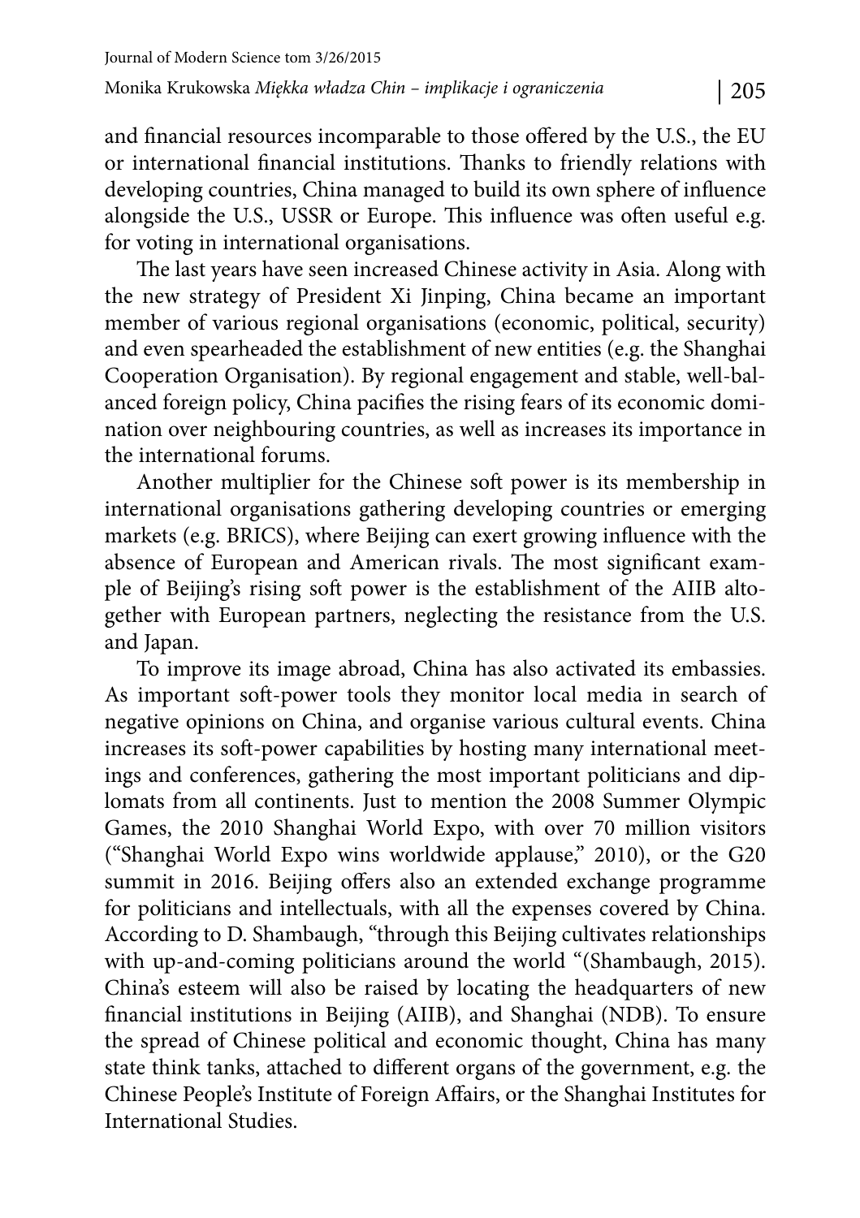and financial resources incomparable to those offered by the U.S., the EU or international financial institutions. Thanks to friendly relations with developing countries, China managed to build its own sphere of influence alongside the U.S., USSR or Europe. This influence was often useful e.g. for voting in international organisations.

The last years have seen increased Chinese activity in Asia. Along with the new strategy of President Xi Jinping, China became an important member of various regional organisations (economic, political, security) and even spearheaded the establishment of new entities (e.g. the Shanghai Cooperation Organisation). By regional engagement and stable, well-balanced foreign policy, China pacifies the rising fears of its economic domination over neighbouring countries, as well as increases its importance in the international forums.

Another multiplier for the Chinese soft power is its membership in international organisations gathering developing countries or emerging markets (e.g. BRICS), where Beijing can exert growing influence with the absence of European and American rivals. The most significant example of Beijing's rising soft power is the establishment of the AIIB altogether with European partners, neglecting the resistance from the U.S. and Japan.

To improve its image abroad, China has also activated its embassies. As important soft-power tools they monitor local media in search of negative opinions on China, and organise various cultural events. China increases its soft-power capabilities by hosting many international meetings and conferences, gathering the most important politicians and diplomats from all continents. Just to mention the 2008 Summer Olympic Games, the 2010 Shanghai World Expo, with over 70 million visitors ("Shanghai World Expo wins worldwide applause," 2010), or the G20 summit in 2016. Beijing offers also an extended exchange programme for politicians and intellectuals, with all the expenses covered by China. According to D. Shambaugh, "through this Beijing cultivates relationships with up-and-coming politicians around the world "(Shambaugh, 2015). China's esteem will also be raised by locating the headquarters of new financial institutions in Beijing (AIIB), and Shanghai (NDB). To ensure the spread of Chinese political and economic thought, China has many state think tanks, attached to different organs of the government, e.g. the Chinese People's Institute of Foreign Affairs, or the Shanghai Institutes for International Studies.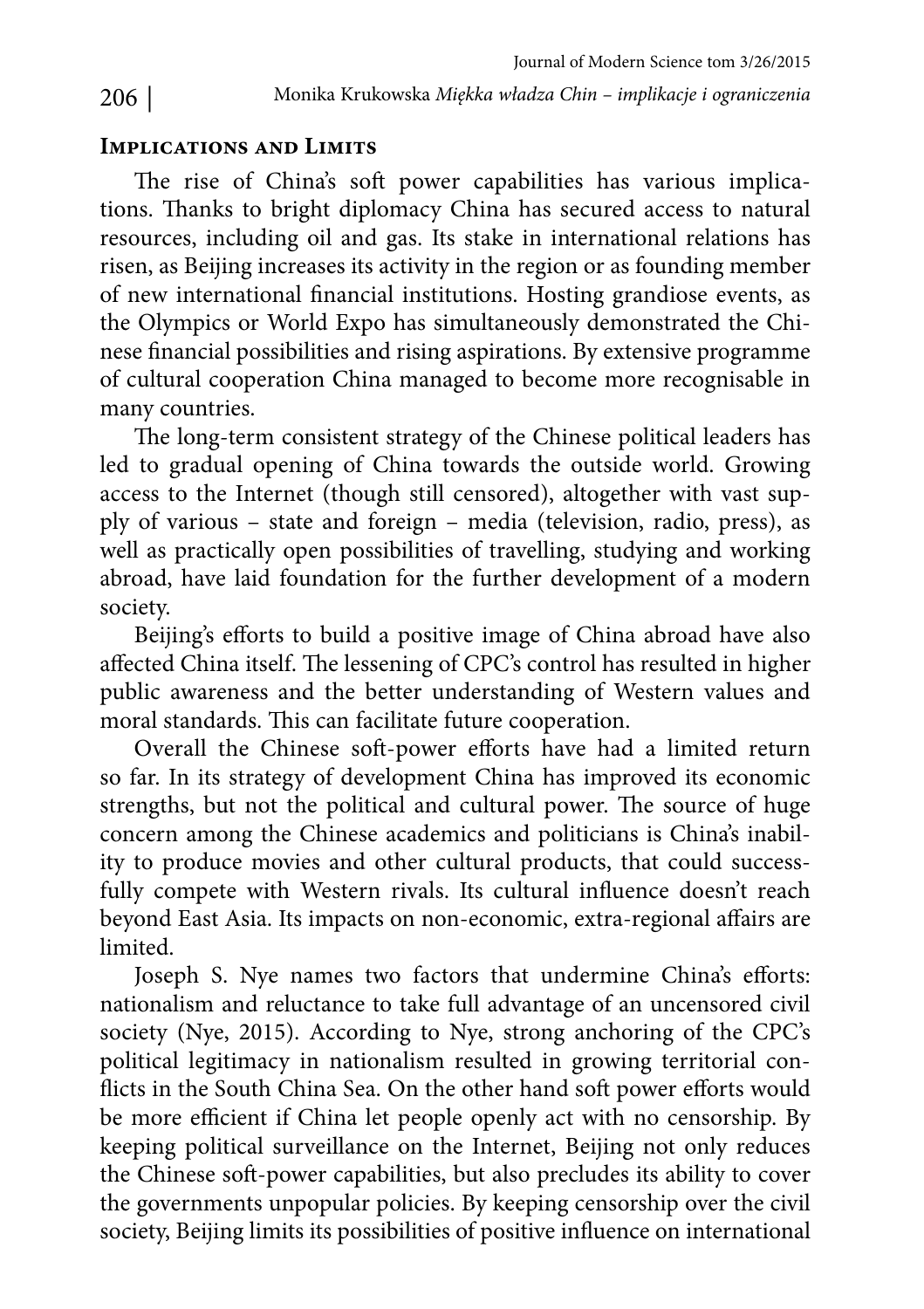## Implications and Limits

The rise of China's soft power capabilities has various implications. Thanks to bright diplomacy China has secured access to natural resources, including oil and gas. Its stake in international relations has risen, as Beijing increases its activity in the region or as founding member of new international financial institutions. Hosting grandiose events, as the Olympics or World Expo has simultaneously demonstrated the Chinese financial possibilities and rising aspirations. By extensive programme of cultural cooperation China managed to become more recognisable in many countries.

The long-term consistent strategy of the Chinese political leaders has led to gradual opening of China towards the outside world. Growing access to the Internet (though still censored), altogether with vast supply of various – state and foreign – media (television, radio, press), as well as practically open possibilities of travelling, studying and working abroad, have laid foundation for the further development of a modern society.

Beijing's efforts to build a positive image of China abroad have also affected China itself. The lessening of CPC's control has resulted in higher public awareness and the better understanding of Western values and moral standards. This can facilitate future cooperation.

Overall the Chinese soft-power efforts have had a limited return so far. In its strategy of development China has improved its economic strengths, but not the political and cultural power. The source of huge concern among the Chinese academics and politicians is China's inability to produce movies and other cultural products, that could successfully compete with Western rivals. Its cultural influence doesn't reach beyond East Asia. Its impacts on non-economic, extra-regional affairs are limited.

Joseph S. Nye names two factors that undermine China's efforts: nationalism and reluctance to take full advantage of an uncensored civil society (Nye, 2015). According to Nye, strong anchoring of the CPC's political legitimacy in nationalism resulted in growing territorial conflicts in the South China Sea. On the other hand soft power efforts would be more efficient if China let people openly act with no censorship. By keeping political surveillance on the Internet, Beijing not only reduces the Chinese soft-power capabilities, but also precludes its ability to cover the governments unpopular policies. By keeping censorship over the civil society, Beijing limits its possibilities of positive influence on international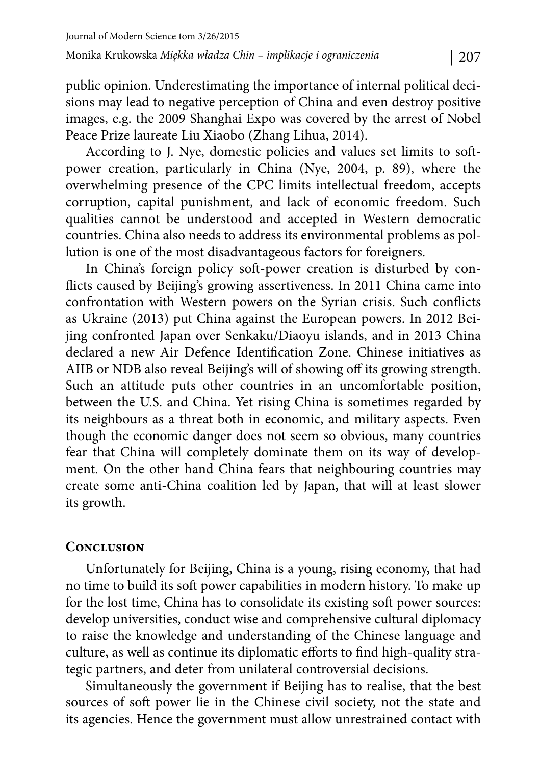public opinion. Underestimating the importance of internal political decisions may lead to negative perception of China and even destroy positive images, e.g. the 2009 Shanghai Expo was covered by the arrest of Nobel Peace Prize laureate Liu Xiaobo (Zhang Lihua, 2014).

According to J. Nye, domestic policies and values set limits to soft-power creation, particularly in China (Nye, 2004, p. 89), where the overwhelming presence of the CPC limits intellectual freedom, accepts corruption, capital punishment, and lack of economic freedom. Such qualities cannot be understood and accepted in Western democratic countries. China also needs to address its environmental problems as pollution is one of the most disadvantageous factors for foreigners.

In China's foreign policy soft-power creation is disturbed by conflicts caused by Beijing's growing assertiveness. In 2011 China came into confrontation with Western powers on the Syrian crisis. Such conflicts as Ukraine (2013) put China against the European powers. In 2012 Beijing confronted Japan over Senkaku/Diaoyu islands, and in 2013 China declared a new Air Defence Identification Zone. Chinese initiatives as AIIB or NDB also reveal Beijing's will of showing off its growing strength. Such an attitude puts other countries in an uncomfortable position, between the U.S. and China. Yet rising China is sometimes regarded by its neighbours as a threat both in economic, and military aspects. Even though the economic danger does not seem so obvious, many countries fear that China will completely dominate them on its way of development. On the other hand China fears that neighbouring countries may create some anti-China coalition led by Japan, that will at least slower its growth.

## Conclusion

Unfortunately for Beijing, China is a young, rising economy, that had no time to build its soft power capabilities in modern history. To make up for the lost time, China has to consolidate its existing soft power sources: develop universities, conduct wise and comprehensive cultural diplomacy to raise the knowledge and understanding of the Chinese language and culture, as well as continue its diplomatic efforts to find high-quality strategic partners, and deter from unilateral controversial decisions.

Simultaneously the government if Beijing has to realise, that the best sources of soft power lie in the Chinese civil society, not the state and its agencies. Hence the government must allow unrestrained contact with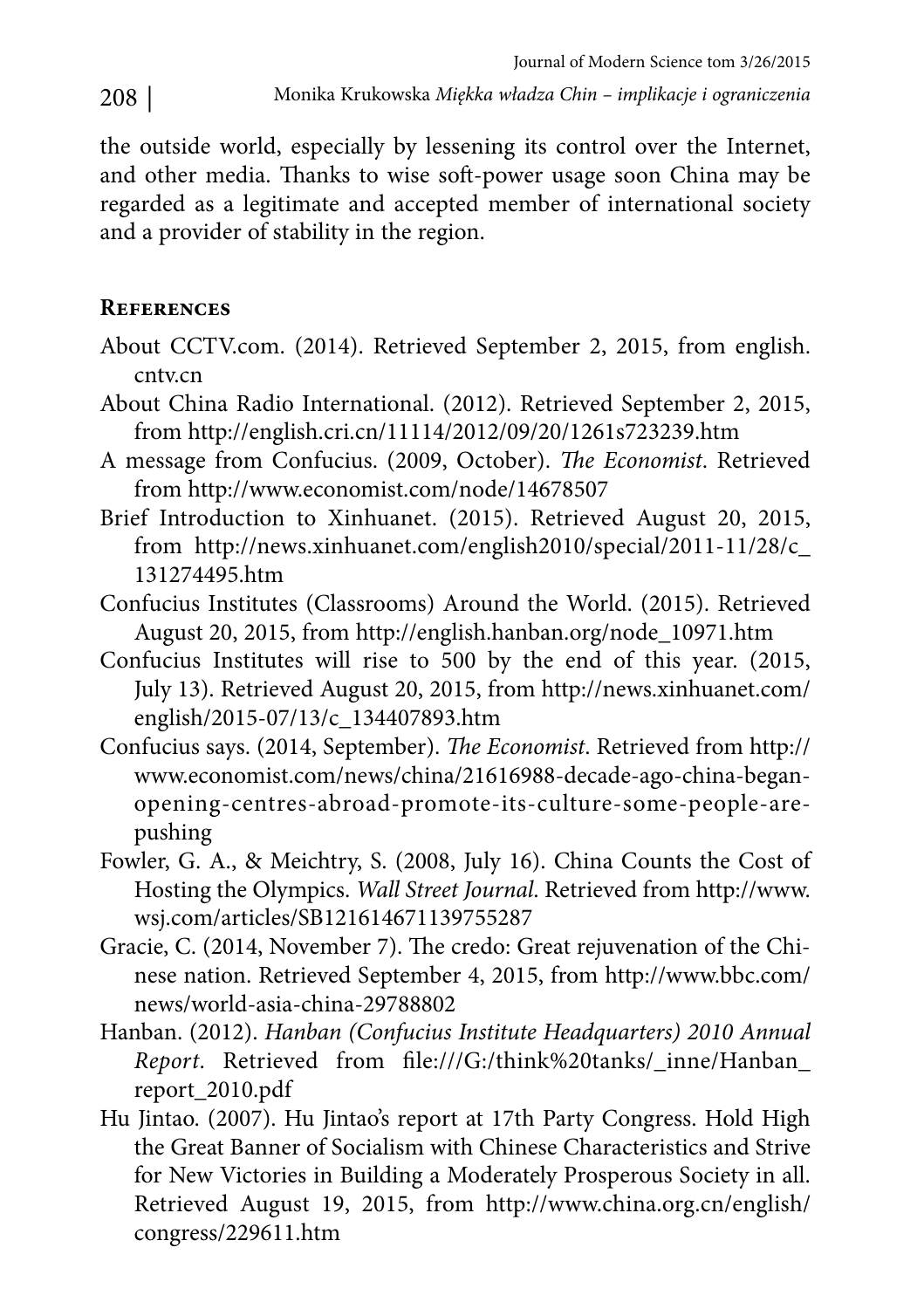the outside world, especially by lessening its control over the Internet, and other media. Thanks to wise soft-power usage soon China may be regarded as a legitimate and accepted member of international society and a provider of stability in the region.

## References

About CCTV.com. (2014). Retrieved September 2, 2015, from english.cntv.cn

About China Radio International. (2012). Retrieved September 2, 2015, from http://english.cri.cn/11114/2012/09/20/1261s723239.htm

A message from Confucius. (2009, October). *The Economist*. Retrieved from http://www.economist.com/node/14678507

Brief Introduction to Xinhuanet. (2015). Retrieved August 20, 2015, from http://news.xinhuanet.com/english2010/special/2011-11/28/c_131274495.htm

Confucius Institutes (Classrooms) Around the World. (2015). Retrieved August 20, 2015, from http://english.hanban.org/node_10971.htm

Confucius Institutes will rise to 500 by the end of this year. (2015, July 13). Retrieved August 20, 2015, from http://news.xinhuanet.com/english/2015-07/13/c_134407893.htm

Confucius says. (2014, September). *The Economist*. Retrieved from http://www.economist.com/news/china/21616988-decade-ago-china-began-opening-centres-abroad-promote-its-culture-some-people-are-pushing

Fowler, G. A., & Meichtry, S. (2008, July 16). China Counts the Cost of Hosting the Olympics. *Wall Street Journal*. Retrieved from http://www.wsj.com/articles/SB121614671139755287

Gracie, C. (2014, November 7). The credo: Great rejuvenation of the Chinese nation. Retrieved September 4, 2015, from http://www.bbc.com/news/world-asia-china-29788802

Hanban. (2012). *Hanban (Confucius Institute Headquarters) 2010 Annual Report*. Retrieved from file:///G:/think%20tanks/_inne/Hanban_report_2010.pdf

Hu Jintao. (2007). Hu Jintao's report at 17th Party Congress. Hold High the Great Banner of Socialism with Chinese Characteristics and Strive for New Victories in Building a Moderately Prosperous Society in all. Retrieved August 19, 2015, from http://www.china.org.cn/english/congress/229611.htm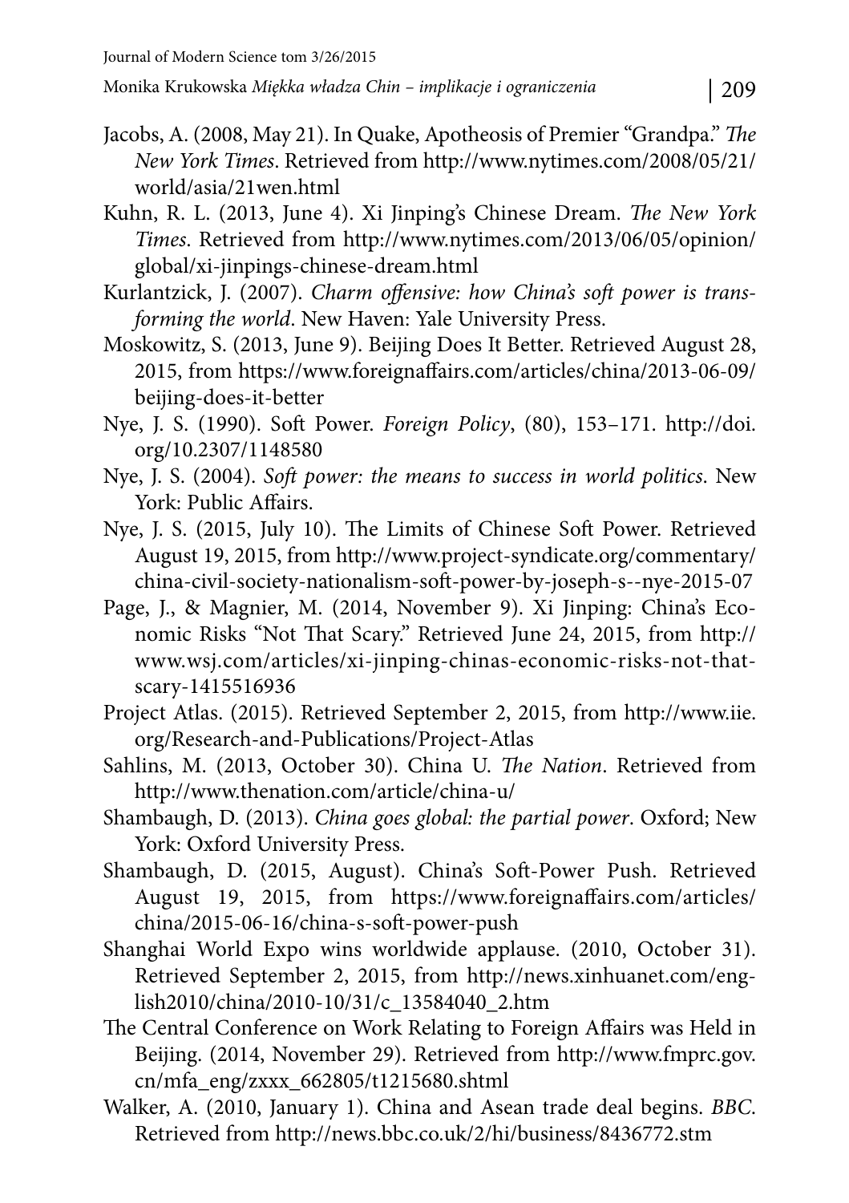Jacobs, A. (2008, May 21). In Quake, Apotheosis of Premier "Grandpa." *The New York Times*. Retrieved from http://www.nytimes.com/2008/05/21/world/asia/21wen.html

Kuhn, R. L. (2013, June 4). Xi Jinping's Chinese Dream. *The New York Times*. Retrieved from http://www.nytimes.com/2013/06/05/opinion/global/xi-jinpings-chinese-dream.html

Kurlantzick, J. (2007). *Charm offensive: how China's soft power is transforming the world*. New Haven: Yale University Press.

Moskowitz, S. (2013, June 9). Beijing Does It Better. Retrieved August 28, 2015, from https://www.foreignaffairs.com/articles/china/2013-06-09/beijing-does-it-better

Nye, J. S. (1990). Soft Power. *Foreign Policy*, (80), 153–171. http://doi.org/10.2307/1148580

Nye, J. S. (2004). *Soft power: the means to success in world politics*. New York: Public Affairs.

Nye, J. S. (2015, July 10). The Limits of Chinese Soft Power. Retrieved August 19, 2015, from http://www.project-syndicate.org/commentary/china-civil-society-nationalism-soft-power-by-joseph-s--nye-2015-07

Page, J., & Magnier, M. (2014, November 9). Xi Jinping: China's Economic Risks "Not That Scary." Retrieved June 24, 2015, from http://www.wsj.com/articles/xi-jinping-chinas-economic-risks-not-that-scary-1415516936

Project Atlas. (2015). Retrieved September 2, 2015, from http://www.iie.org/Research-and-Publications/Project-Atlas

Sahlins, M. (2013, October 30). China U. *The Nation*. Retrieved from http://www.thenation.com/article/china-u/

Shambaugh, D. (2013). *China goes global: the partial power*. Oxford; New York: Oxford University Press.

Shambaugh, D. (2015, August). China's Soft-Power Push. Retrieved August 19, 2015, from https://www.foreignaffairs.com/articles/china/2015-06-16/china-s-soft-power-push

Shanghai World Expo wins worldwide applause. (2010, October 31). Retrieved September 2, 2015, from http://news.xinhuanet.com/english2010/china/2010-10/31/c_13584040_2.htm

The Central Conference on Work Relating to Foreign Affairs was Held in Beijing. (2014, November 29). Retrieved from http://www.fmprc.gov.cn/mfa_eng/zxxx_662805/t1215680.shtml

Walker, A. (2010, January 1). China and Asean trade deal begins. *BBC*. Retrieved from http://news.bbc.co.uk/2/hi/business/8436772.stm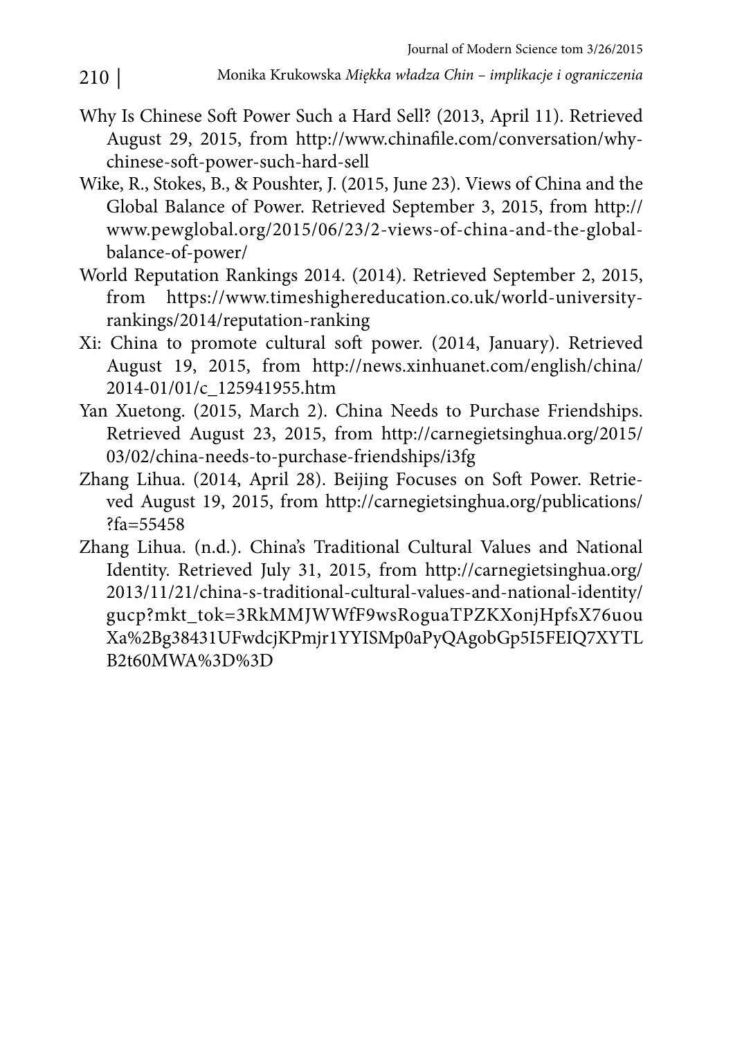Why Is Chinese Soft Power Such a Hard Sell? (2013, April 11). Retrieved August 29, 2015, from http://www.chinafile.com/conversation/why-chinese-soft-power-such-hard-sell

Wike, R., Stokes, B., & Poushter, J. (2015, June 23). Views of China and the Global Balance of Power. Retrieved September 3, 2015, from http://www.pewglobal.org/2015/06/23/2-views-of-china-and-the-global-balance-of-power/

World Reputation Rankings 2014. (2014). Retrieved September 2, 2015, from https://www.timeshighereducation.co.uk/world-university-rankings/2014/reputation-ranking

Xi: China to promote cultural soft power. (2014, January). Retrieved August 19, 2015, from http://news.xinhuanet.com/english/china/2014-01/01/c_125941955.htm

Yan Xuetong. (2015, March 2). China Needs to Purchase Friendships. Retrieved August 23, 2015, from http://carnegietsinghua.org/2015/03/02/china-needs-to-purchase-friendships/i3fg

Zhang Lihua. (2014, April 28). Beijing Focuses on Soft Power. Retrieved August 19, 2015, from http://carnegietsinghua.org/publications/?fa=55458

Zhang Lihua. (n.d.). China's Traditional Cultural Values and National Identity. Retrieved July 31, 2015, from http://carnegietsinghua.org/2013/11/21/china-s-traditional-cultural-values-and-national-identity/gucp?mkt_tok=3RkMMJWWfF9wsRoguaTPZKXonjHpfsX76uouXa%2Bg38431UFwdcjKPmjr1YYISMp0aPyQAgobGp5I5FEIQ7XYTLB2t60MWA%3D%3D